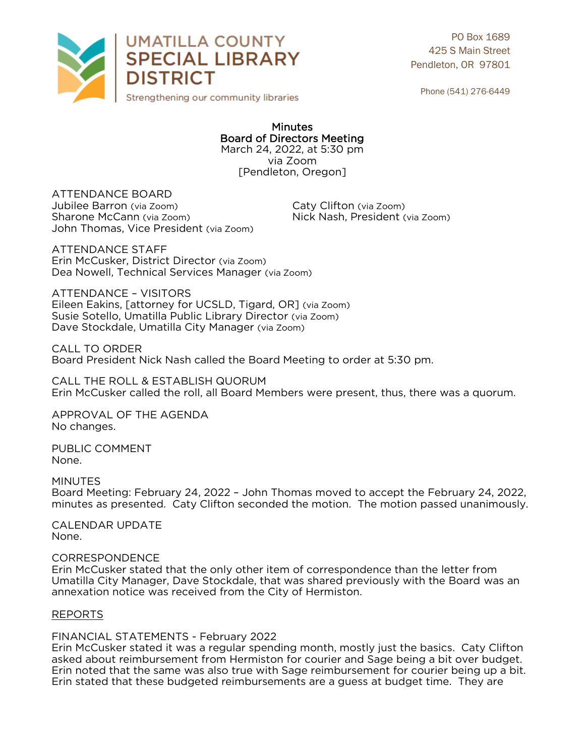UMATILLA COUNTY
SPECIAL LIBRARY
DISTRICT
Strengthening our community libraries

PO Box 1689
425 S Main Street
Pendleton, OR 97801

Phone (541) 276-6449

# Minutes
## Board of Directors Meeting

March 24, 2022, at 5:30 pm
via Zoom
[Pendleton, Oregon]

ATTENDANCE BOARD
Jubilee Barron (via Zoom)
Sharone McCann (via Zoom)
John Thomas, Vice President (via Zoom)
Caty Clifton (via Zoom)
Nick Nash, President (via Zoom)

ATTENDANCE STAFF
Erin McCusker, District Director (via Zoom)
Dea Nowell, Technical Services Manager (via Zoom)

ATTENDANCE – VISITORS
Eileen Eakins, [attorney for UCSLD, Tigard, OR] (via Zoom)
Susie Sotello, Umatilla Public Library Director (via Zoom)
Dave Stockdale, Umatilla City Manager (via Zoom)

CALL TO ORDER
Board President Nick Nash called the Board Meeting to order at 5:30 pm.

CALL THE ROLL & ESTABLISH QUORUM
Erin McCusker called the roll, all Board Members were present, thus, there was a quorum.

APPROVAL OF THE AGENDA
No changes.

PUBLIC COMMENT
None.

MINUTES
Board Meeting: February 24, 2022 – John Thomas moved to accept the February 24, 2022, minutes as presented. Caty Clifton seconded the motion. The motion passed unanimously.

CALENDAR UPDATE
None.

CORRESPONDENCE
Erin McCusker stated that the only other item of correspondence than the letter from Umatilla City Manager, Dave Stockdale, that was shared previously with the Board was an annexation notice was received from the City of Hermiston.

REPORTS

FINANCIAL STATEMENTS - February 2022
Erin McCusker stated it was a regular spending month, mostly just the basics. Caty Clifton asked about reimbursement from Hermiston for courier and Sage being a bit over budget. Erin noted that the same was also true with Sage reimbursement for courier being up a bit. Erin stated that these budgeted reimbursements are a guess at budget time. They are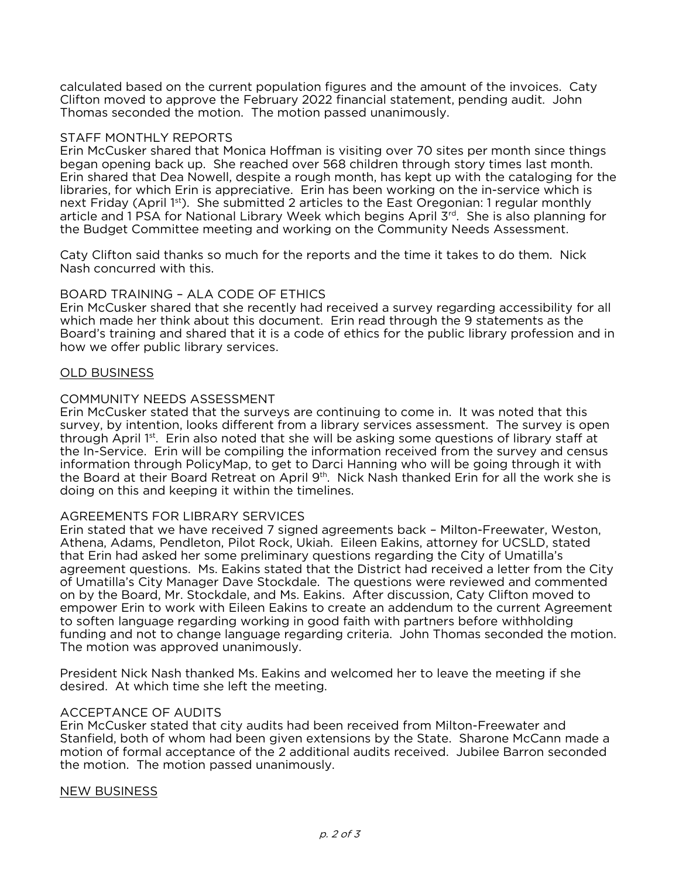calculated based on the current population figures and the amount of the invoices. Caty Clifton moved to approve the February 2022 financial statement, pending audit. John Thomas seconded the motion. The motion passed unanimously.

STAFF MONTHLY REPORTS
Erin McCusker shared that Monica Hoffman is visiting over 70 sites per month since things began opening back up. She reached over 568 children through story times last month. Erin shared that Dea Nowell, despite a rough month, has kept up with the cataloging for the libraries, for which Erin is appreciative. Erin has been working on the in-service which is next Friday (April 1st). She submitted 2 articles to the East Oregonian: 1 regular monthly article and 1 PSA for National Library Week which begins April 3rd. She is also planning for the Budget Committee meeting and working on the Community Needs Assessment.

Caty Clifton said thanks so much for the reports and the time it takes to do them. Nick Nash concurred with this.

BOARD TRAINING – ALA CODE OF ETHICS
Erin McCusker shared that she recently had received a survey regarding accessibility for all which made her think about this document. Erin read through the 9 statements as the Board's training and shared that it is a code of ethics for the public library profession and in how we offer public library services.

OLD BUSINESS

COMMUNITY NEEDS ASSESSMENT
Erin McCusker stated that the surveys are continuing to come in. It was noted that this survey, by intention, looks different from a library services assessment. The survey is open through April 1st. Erin also noted that she will be asking some questions of library staff at the In-Service. Erin will be compiling the information received from the survey and census information through PolicyMap, to get to Darci Hanning who will be going through it with the Board at their Board Retreat on April 9th. Nick Nash thanked Erin for all the work she is doing on this and keeping it within the timelines.

AGREEMENTS FOR LIBRARY SERVICES
Erin stated that we have received 7 signed agreements back – Milton-Freewater, Weston, Athena, Adams, Pendleton, Pilot Rock, Ukiah. Eileen Eakins, attorney for UCSLD, stated that Erin had asked her some preliminary questions regarding the City of Umatilla's agreement questions. Ms. Eakins stated that the District had received a letter from the City of Umatilla's City Manager Dave Stockdale. The questions were reviewed and commented on by the Board, Mr. Stockdale, and Ms. Eakins. After discussion, Caty Clifton moved to empower Erin to work with Eileen Eakins to create an addendum to the current Agreement to soften language regarding working in good faith with partners before withholding funding and not to change language regarding criteria. John Thomas seconded the motion. The motion was approved unanimously.

President Nick Nash thanked Ms. Eakins and welcomed her to leave the meeting if she desired. At which time she left the meeting.

ACCEPTANCE OF AUDITS
Erin McCusker stated that city audits had been received from Milton-Freewater and Stanfield, both of whom had been given extensions by the State. Sharone McCann made a motion of formal acceptance of the 2 additional audits received. Jubilee Barron seconded the motion. The motion passed unanimously.

NEW BUSINESS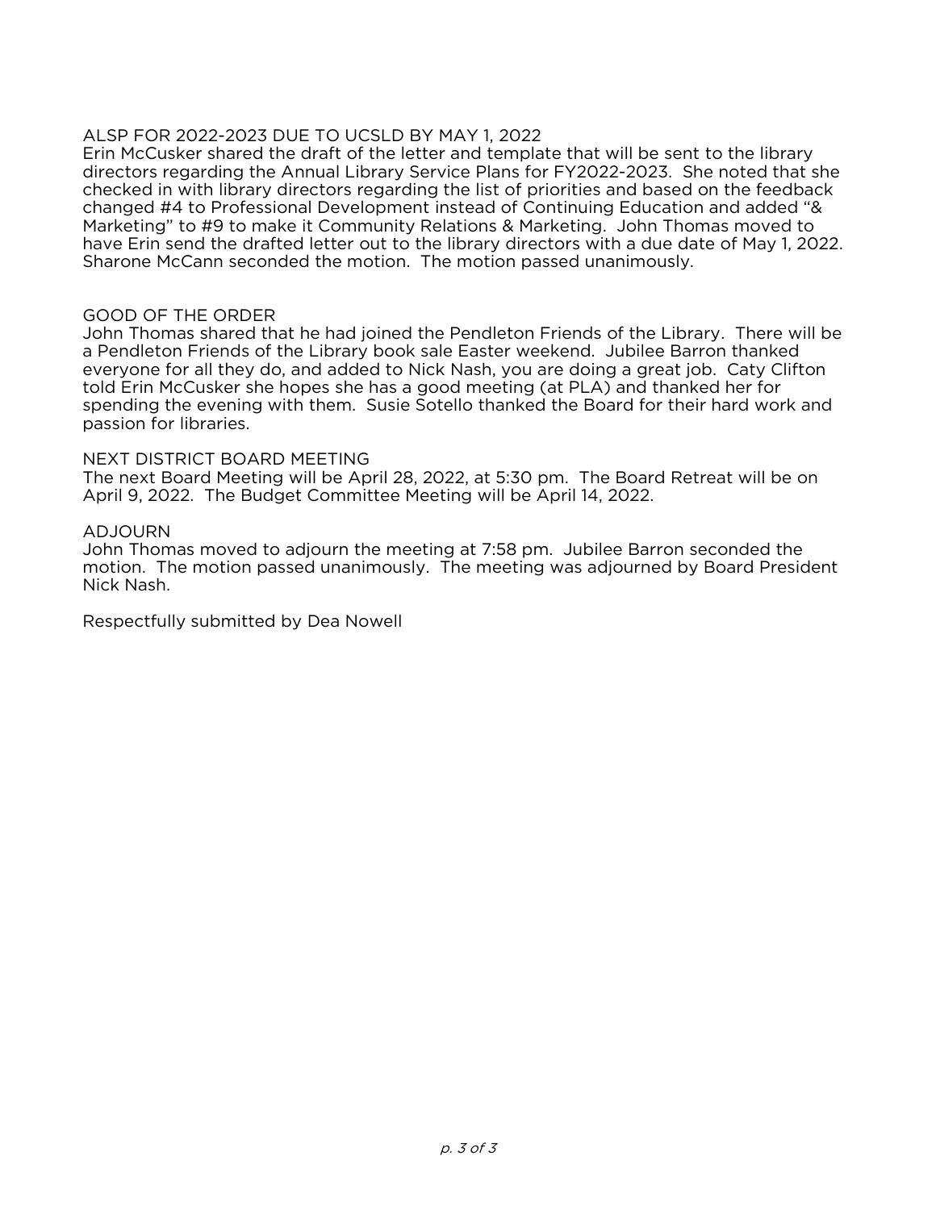ALSP FOR 2022-2023 DUE TO UCSLD BY MAY 1, 2022

Erin McCusker shared the draft of the letter and template that will be sent to the library directors regarding the Annual Library Service Plans for FY2022-2023. She noted that she checked in with library directors regarding the list of priorities and based on the feedback changed #4 to Professional Development instead of Continuing Education and added "& Marketing" to #9 to make it Community Relations & Marketing. John Thomas moved to have Erin send the drafted letter out to the library directors with a due date of May 1, 2022. Sharone McCann seconded the motion. The motion passed unanimously.

GOOD OF THE ORDER

John Thomas shared that he had joined the Pendleton Friends of the Library. There will be a Pendleton Friends of the Library book sale Easter weekend. Jubilee Barron thanked everyone for all they do, and added to Nick Nash, you are doing a great job. Caty Clifton told Erin McCusker she hopes she has a good meeting (at PLA) and thanked her for spending the evening with them. Susie Sotello thanked the Board for their hard work and passion for libraries.

NEXT DISTRICT BOARD MEETING

The next Board Meeting will be April 28, 2022, at 5:30 pm. The Board Retreat will be on April 9, 2022. The Budget Committee Meeting will be April 14, 2022.

ADJOURN

John Thomas moved to adjourn the meeting at 7:58 pm. Jubilee Barron seconded the motion. The motion passed unanimously. The meeting was adjourned by Board President Nick Nash.

Respectfully submitted by Dea Nowell